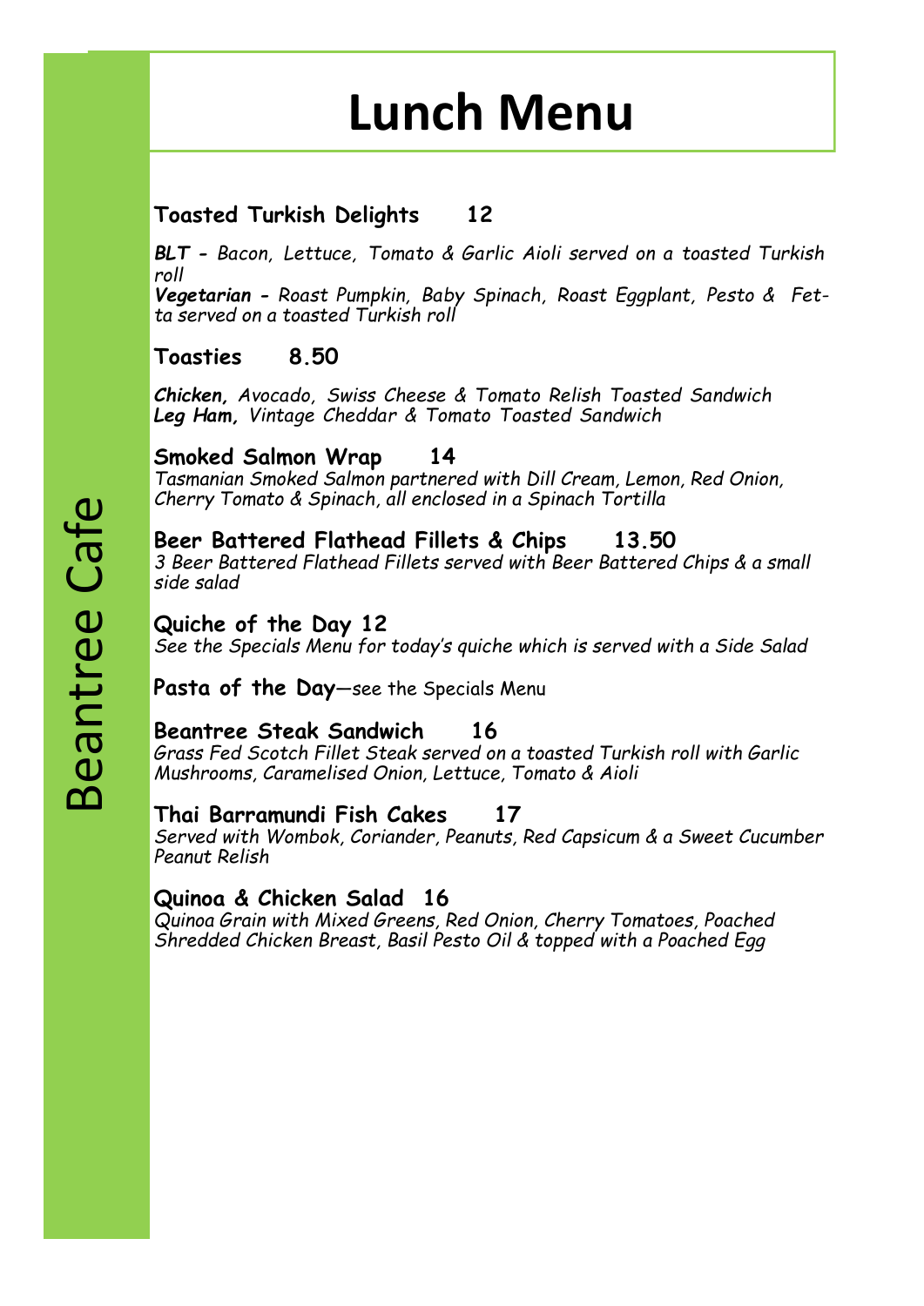Beantree Cafe

# Lunch Menu

**Toasted Turkish Delights 12**

***BLT*** *- Bacon, Lettuce, Tomato & Garlic Aioli served on a toasted Turkish roll*
***Vegetarian*** *- Roast Pumpkin, Baby Spinach, Roast Eggplant, Pesto & Fetta served on a toasted Turkish roll*

**Toasties 8.50**

***Chicken,*** *Avocado, Swiss Cheese & Tomato Relish Toasted Sandwich*
***Leg Ham,*** *Vintage Cheddar & Tomato Toasted Sandwich*

**Smoked Salmon Wrap 14**
*Tasmanian Smoked Salmon partnered with Dill Cream, Lemon, Red Onion, Cherry Tomato & Spinach, all enclosed in a Spinach Tortilla*

**Beer Battered Flathead Fillets & Chips 13.50**
*3 Beer Battered Flathead Fillets served with Beer Battered Chips & a small side salad*

**Quiche of the Day 12**
*See the Specials Menu for today's quiche which is served with a Side Salad*

**Pasta of the Day**—see the Specials Menu

**Beantree Steak Sandwich 16**
*Grass Fed Scotch Fillet Steak served on a toasted Turkish roll with Garlic Mushrooms, Caramelised Onion, Lettuce, Tomato & Aioli*

**Thai Barramundi Fish Cakes 17**
*Served with Wombok, Coriander, Peanuts, Red Capsicum & a Sweet Cucumber Peanut Relish*

**Quinoa & Chicken Salad 16**
*Quinoa Grain with Mixed Greens, Red Onion, Cherry Tomatoes, Poached Shredded Chicken Breast, Basil Pesto Oil & topped with a Poached Egg*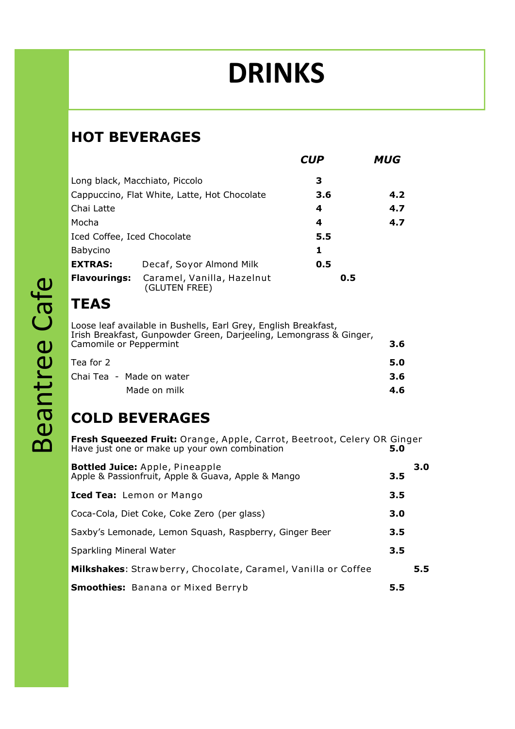Beantree Cafe

# DRINKS

## HOT BEVERAGES

| | CUP | MUG |
|---|---|---|
| Long black, Macchiato, Piccolo | **3** | |
| Cappuccino, Flat White, Latte, Hot Chocolate | **3.6** | **4.2** |
| Chai Latte | **4** | **4.7** |
| Mocha | **4** | **4.7** |
| Iced Coffee, Iced Chocolate | **5.5** | |
| Babycino | **1** | |
| **EXTRAS:** Decaf, Soyor Almond Milk | **0.5** | |
| **Flavourings:** Caramel, Vanilla, Hazelnut (GLUTEN FREE) | **0.5** | |

## TEAS

| | |
|---|---|
| Loose leaf available in Bushells, Earl Grey, English Breakfast, Irish Breakfast, Gunpowder Green, Darjeeling, Lemongrass & Ginger, Camomile or Peppermint | **3.6** |
| Tea for 2 | **5.0** |
| Chai Tea - Made on water | **3.6** |
| Made on milk | **4.6** |

## COLD BEVERAGES

| | |
|---|---|
| **Fresh Squeezed Fruit:** Orange, Apple, Carrot, Beetroot, Celery OR Ginger<br>Have just one or make up your own combination | **5.0** |
| **Bottled Juice:** Apple, Pineapple | **3.0** |
| Apple & Passionfruit, Apple & Guava, Apple & Mango | **3.5** |
| **Iced Tea:** Lemon or Mango | **3.5** |
| Coca-Cola, Diet Coke, Coke Zero (per glass) | **3.0** |
| Saxby's Lemonade, Lemon Squash, Raspberry, Ginger Beer | **3.5** |
| Sparkling Mineral Water | **3.5** |
| **Milkshakes**: Strawberry, Chocolate, Caramel, Vanilla or Coffee | **5.5** |
| **Smoothies:** Banana or Mixed Berryb | **5.5** |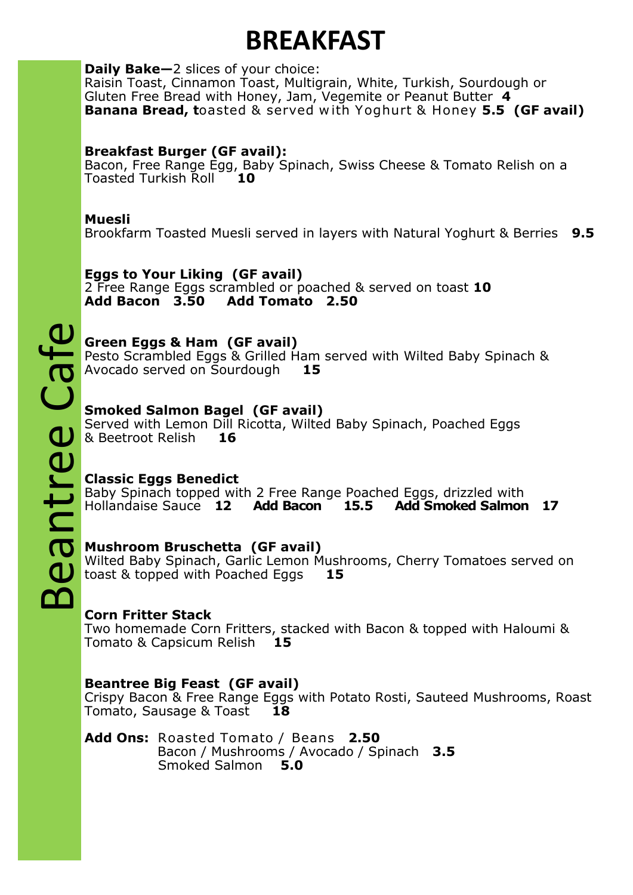# BREAKFAST

Beantree Cafe

**Daily Bake—**2 slices of your choice:
Raisin Toast, Cinnamon Toast, Multigrain, White, Turkish, Sourdough or Gluten Free Bread with Honey, Jam, Vegemite or Peanut Butter **4**
**Banana Bread, t**oasted & served with Yoghurt & Honey **5.5 (GF avail)**

**Breakfast Burger (GF avail):**
Bacon, Free Range Egg, Baby Spinach, Swiss Cheese & Tomato Relish on a Toasted Turkish Roll **10**

**Muesli**
Brookfarm Toasted Muesli served in layers with Natural Yoghurt & Berries **9.5**

**Eggs to Your Liking (GF avail)**
2 Free Range Eggs scrambled or poached & served on toast **10**
**Add Bacon 3.50 Add Tomato 2.50**

**Green Eggs & Ham (GF avail)**
Pesto Scrambled Eggs & Grilled Ham served with Wilted Baby Spinach & Avocado served on Sourdough **15**

**Smoked Salmon Bagel (GF avail)**
Served with Lemon Dill Ricotta, Wilted Baby Spinach, Poached Eggs & Beetroot Relish **16**

**Classic Eggs Benedict**
Baby Spinach topped with 2 Free Range Poached Eggs, drizzled with Hollandaise Sauce **12 Add Bacon 15.5 Add Smoked Salmon 17**

**Mushroom Bruschetta (GF avail)**
Wilted Baby Spinach, Garlic Lemon Mushrooms, Cherry Tomatoes served on toast & topped with Poached Eggs **15**

**Corn Fritter Stack**
Two homemade Corn Fritters, stacked with Bacon & topped with Haloumi & Tomato & Capsicum Relish **15**

**Beantree Big Feast (GF avail)**
Crispy Bacon & Free Range Eggs with Potato Rosti, Sauteed Mushrooms, Roast Tomato, Sausage & Toast **18**

**Add Ons:** Roasted Tomato / Beans **2.50**
Bacon / Mushrooms / Avocado / Spinach **3.5**
Smoked Salmon **5.0**